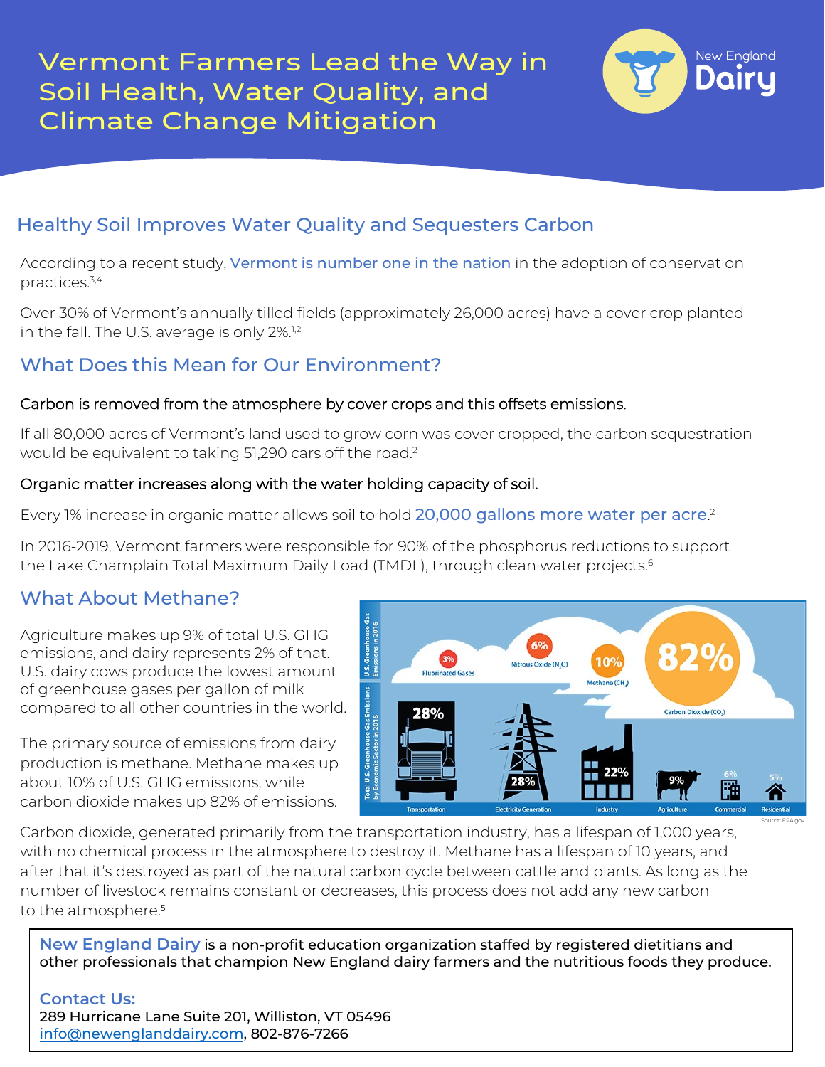# Vermont Farmers Lead the Way in Soil Health, Water Quality, and Climate Change Mitigation

New England Dairy

## Healthy Soil Improves Water Quality and Sequesters Carbon

According to a recent study, Vermont is number one in the nation in the adoption of conservation practices.[3,4]

Over 30% of Vermont's annually tilled fields (approximately 26,000 acres) have a cover crop planted in the fall. The U.S. average is only 2%.[1,2]

## What Does this Mean for Our Environment?

Carbon is removed from the atmosphere by cover crops and this offsets emissions.

If all 80,000 acres of Vermont's land used to grow corn was cover cropped, the carbon sequestration would be equivalent to taking 51,290 cars off the road.[2]

Organic matter increases along with the water holding capacity of soil.

Every 1% increase in organic matter allows soil to hold 20,000 gallons more water per acre.[2]

In 2016-2019, Vermont farmers were responsible for 90% of the phosphorus reductions to support the Lake Champlain Total Maximum Daily Load (TMDL), through clean water projects.[6]

## What About Methane?

Agriculture makes up 9% of total U.S. GHG emissions, and dairy represents 2% of that. U.S. dairy cows produce the lowest amount of greenhouse gases per gallon of milk compared to all other countries in the world.

The primary source of emissions from dairy production is methane. Methane makes up about 10% of U.S. GHG emissions, while carbon dioxide makes up 82% of emissions.

U.S. Greenhouse Gas Emissions in 2016: Fluorinated Gases 3%; Nitrous Oxide ($N_2O$) 6%; Methane ($CH_4$) 10%; Carbon Dioxide ($CO_2$) 82%

Total U.S. Greenhouse Gas Emissions by Economic Sector in 2016: Transportation 28%; Electricity Generation 28%; Industry 22%; Agriculture 9%; Commercial 6%; Residential 5%

Source: EPA.gov

Carbon dioxide, generated primarily from the transportation industry, has a lifespan of 1,000 years, with no chemical process in the atmosphere to destroy it. Methane has a lifespan of 10 years, and after that it's destroyed as part of the natural carbon cycle between cattle and plants. As long as the number of livestock remains constant or decreases, this process does not add any new carbon to the atmosphere.[5]

**New England Dairy** is a non-profit education organization staffed by registered dietitians and other professionals that champion New England dairy farmers and the nutritious foods they produce.

**Contact Us:**
289 Hurricane Lane Suite 201, Williston, VT 05496
info@newenglanddairy.com, 802-876-7266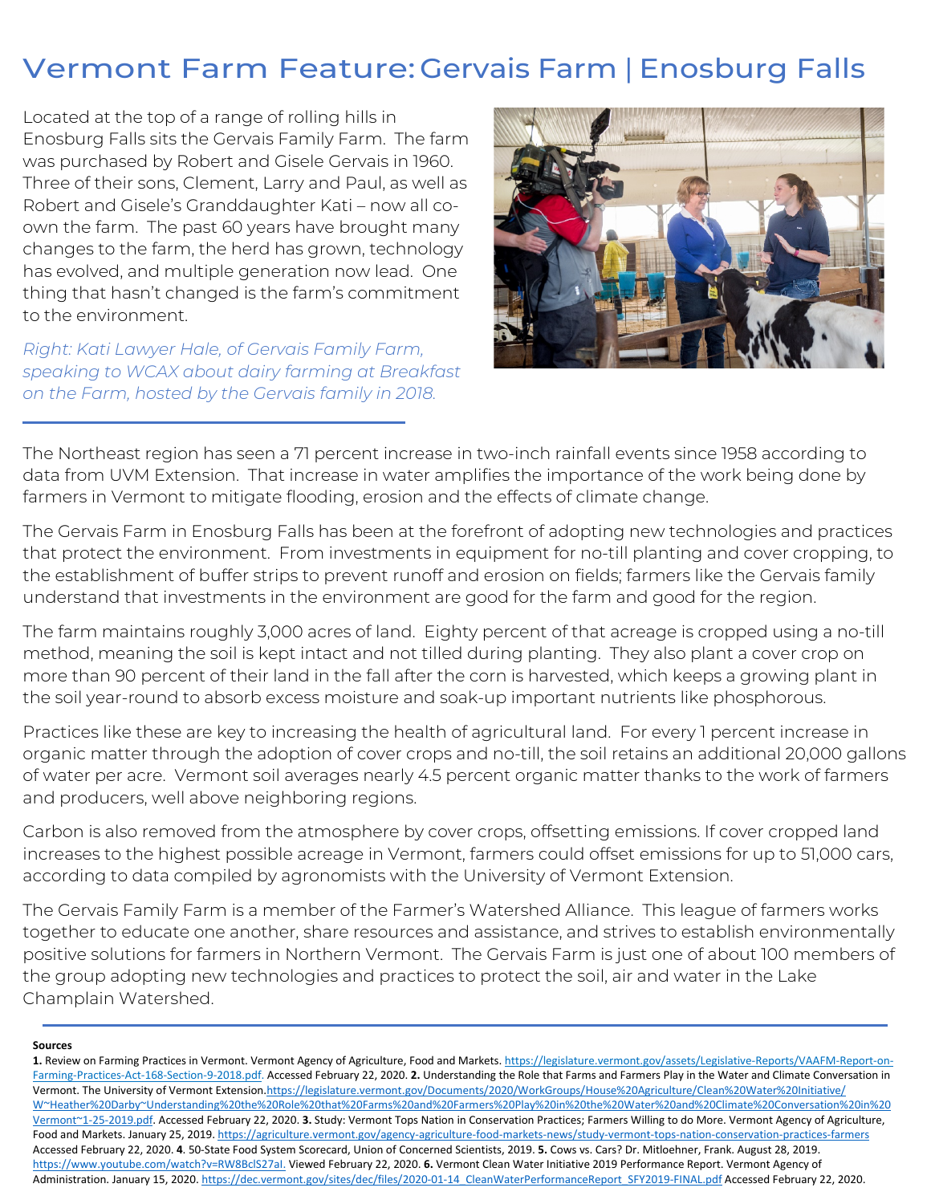# Vermont Farm Feature: Gervais Farm | Enosburg Falls

Located at the top of a range of rolling hills in Enosburg Falls sits the Gervais Family Farm. The farm was purchased by Robert and Gisele Gervais in 1960. Three of their sons, Clement, Larry and Paul, as well as Robert and Gisele's Granddaughter Kati – now all co-own the farm. The past 60 years have brought many changes to the farm, the herd has grown, technology has evolved, and multiple generation now lead. One thing that hasn't changed is the farm's commitment to the environment.

*Right: Kati Lawyer Hale, of Gervais Family Farm, speaking to WCAX about dairy farming at Breakfast on the Farm, hosted by the Gervais family in 2018.*

The Northeast region has seen a 71 percent increase in two-inch rainfall events since 1958 according to data from UVM Extension. That increase in water amplifies the importance of the work being done by farmers in Vermont to mitigate flooding, erosion and the effects of climate change.

The Gervais Farm in Enosburg Falls has been at the forefront of adopting new technologies and practices that protect the environment. From investments in equipment for no-till planting and cover cropping, to the establishment of buffer strips to prevent runoff and erosion on fields; farmers like the Gervais family understand that investments in the environment are good for the farm and good for the region.

The farm maintains roughly 3,000 acres of land. Eighty percent of that acreage is cropped using a no-till method, meaning the soil is kept intact and not tilled during planting. They also plant a cover crop on more than 90 percent of their land in the fall after the corn is harvested, which keeps a growing plant in the soil year-round to absorb excess moisture and soak-up important nutrients like phosphorous.

Practices like these are key to increasing the health of agricultural land. For every 1 percent increase in organic matter through the adoption of cover crops and no-till, the soil retains an additional 20,000 gallons of water per acre. Vermont soil averages nearly 4.5 percent organic matter thanks to the work of farmers and producers, well above neighboring regions.

Carbon is also removed from the atmosphere by cover crops, offsetting emissions. If cover cropped land increases to the highest possible acreage in Vermont, farmers could offset emissions for up to 51,000 cars, according to data compiled by agronomists with the University of Vermont Extension.

The Gervais Family Farm is a member of the Farmer's Watershed Alliance. This league of farmers works together to educate one another, share resources and assistance, and strives to establish environmentally positive solutions for farmers in Northern Vermont. The Gervais Farm is just one of about 100 members of the group adopting new technologies and practices to protect the soil, air and water in the Lake Champlain Watershed.

**Sources**

**1.** Review on Farming Practices in Vermont. Vermont Agency of Agriculture, Food and Markets. https://legislature.vermont.gov/assets/Legislative-Reports/VAAFM-Report-on-Farming-Practices-Act-168-Section-9-2018.pdf. Accessed February 22, 2020. **2.** Understanding the Role that Farms and Farmers Play in the Water and Climate Conversation in Vermont. The University of Vermont Extension. https://legislature.vermont.gov/Documents/2020/WorkGroups/House%20Agriculture/Clean%20Water%20Initiative/W~Heather%20Darby~Understanding%20the%20Role%20that%20Farms%20and%20Farmers%20Play%20in%20the%20Water%20and%20Climate%20Conversation%20in%20Vermont~1-25-2019.pdf. Accessed February 22, 2020. **3.** Study: Vermont Tops Nation in Conservation Practices; Farmers Willing to do More. Vermont Agency of Agriculture, Food and Markets. January 25, 2019. https://agriculture.vermont.gov/agency-agriculture-food-markets-news/study-vermont-tops-nation-conservation-practices-farmers Accessed February 22, 2020. **4.** 50-State Food System Scorecard, Union of Concerned Scientists, 2019. **5.** Cows vs. Cars? Dr. Mitloehner, Frank. August 28, 2019. https://www.youtube.com/watch?v=RW8BclS27aI. Viewed February 22, 2020. **6.** Vermont Clean Water Initiative 2019 Performance Report. Vermont Agency of Administration. January 15, 2020. https://dec.vermont.gov/sites/dec/files/2020-01-14_CleanWaterPerformanceReport_SFY2019-FINAL.pdf Accessed February 22, 2020.